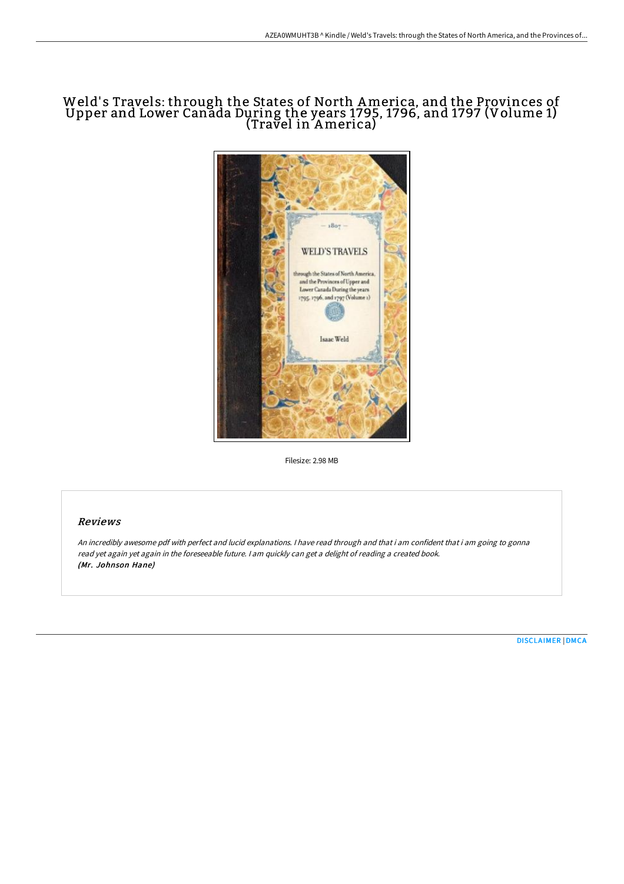# Weld's Travels: through the States of North America, and the Provinces of Upper and Lower Canada During the years 1795, 1796, and 1797 (Volume 1) (Travel in America)

Filesize: 2.98 MB

## Reviews

*An incredibly awesome pdf with perfect and lucid explanations. I have read through and that i am confident that i am going to gonna read yet again yet again in the foreseeable future. I am quickly can get a delight of reading a created book.*
***(Mr. Johnson Hane)***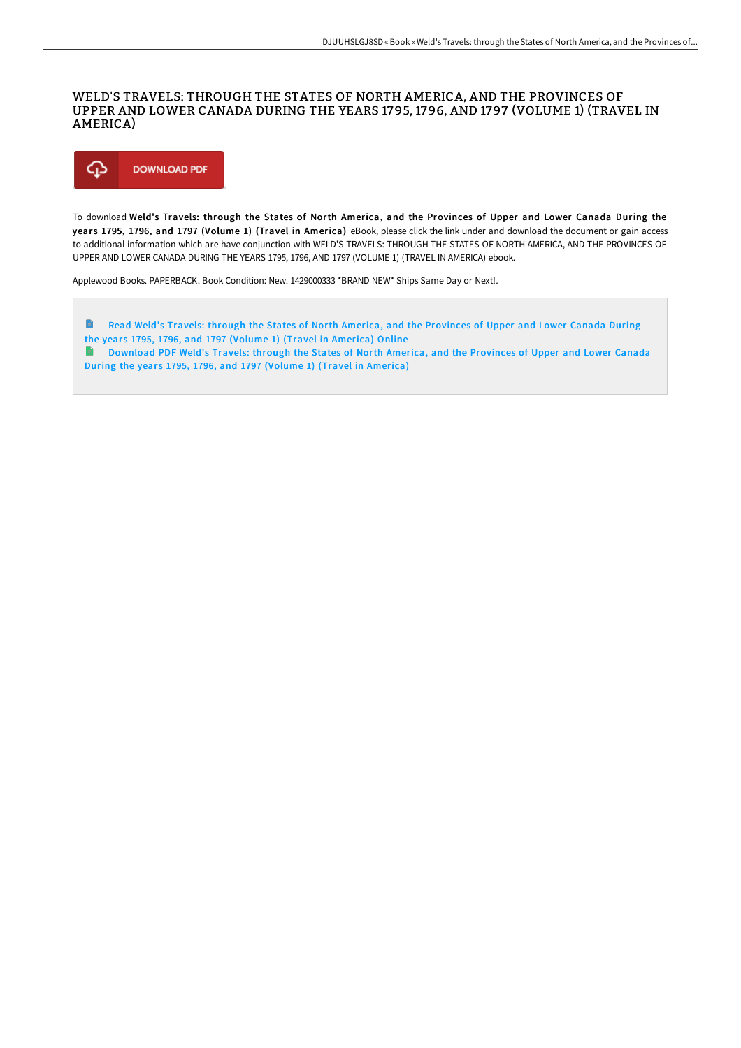# WELD'S TRAVELS: THROUGH THE STATES OF NORTH AMERICA, AND THE PROVINCES OF UPPER AND LOWER CANADA DURING THE YEARS 1795, 1796, AND 1797 (VOLUME 1) (TRAVEL IN AMERICA)

DOWNLOAD PDF

To download **Weld's Travels: through the States of North America, and the Provinces of Upper and Lower Canada During the years 1795, 1796, and 1797 (Volume 1) (Travel in America)** eBook, please click the link under and download the document or gain access to additional information which are have conjunction with WELD'S TRAVELS: THROUGH THE STATES OF NORTH AMERICA, AND THE PROVINCES OF UPPER AND LOWER CANADA DURING THE YEARS 1795, 1796, AND 1797 (VOLUME 1) (TRAVEL IN AMERICA) ebook.

Applewood Books. PAPERBACK. Book Condition: New. 1429000333 *BRAND NEW* Ships Same Day or Next!.

- Read Weld's Travels: through the States of North America, and the Provinces of Upper and Lower Canada During the years 1795, 1796, and 1797 (Volume 1) (Travel in America) Online
- Download PDF Weld's Travels: through the States of North America, and the Provinces of Upper and Lower Canada During the years 1795, 1796, and 1797 (Volume 1) (Travel in America)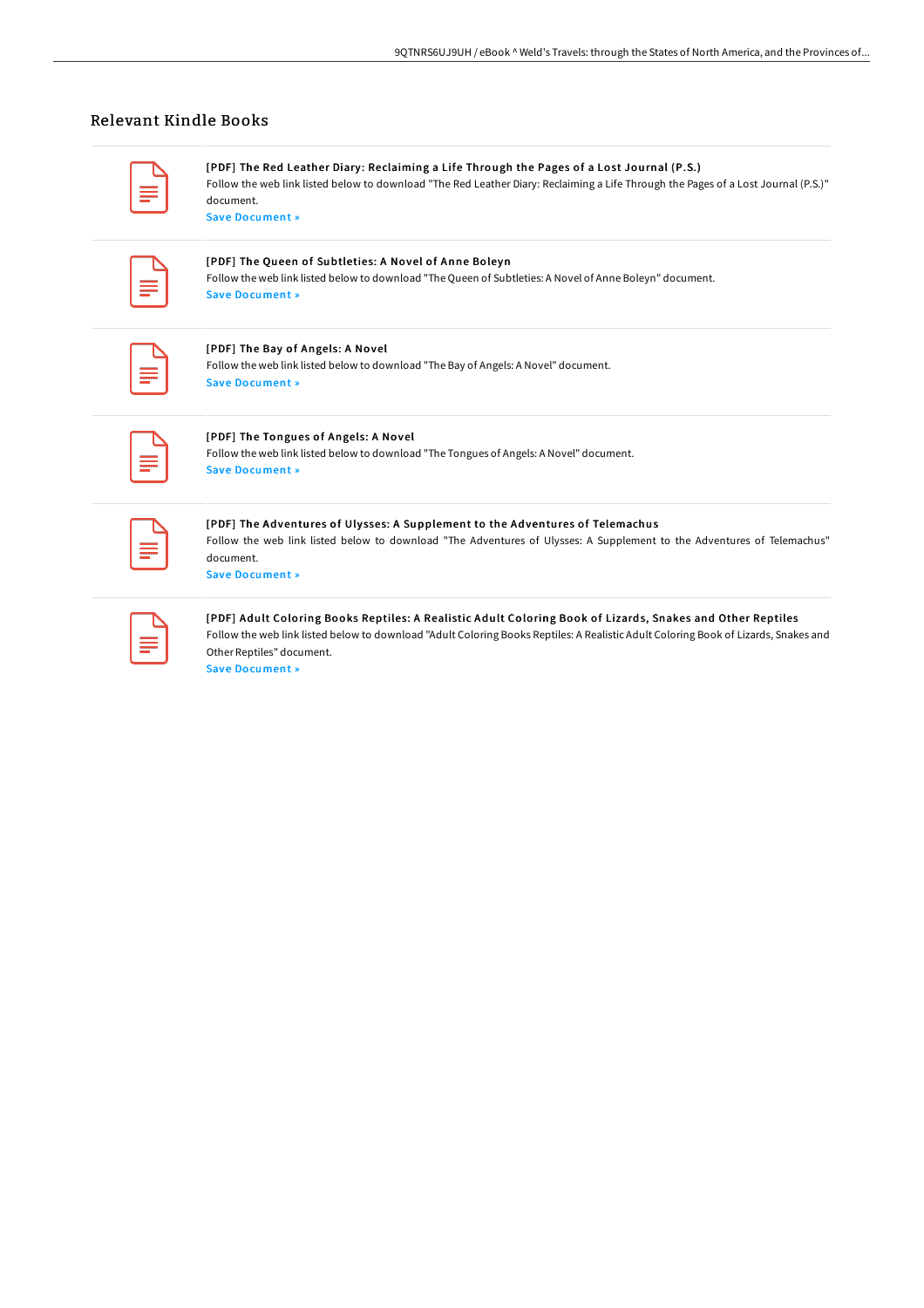## Relevant Kindle Books

[PDF] The Red Leather Diary: Reclaiming a Life Through the Pages of a Lost Journal (P.S.)
Follow the web link listed below to download "The Red Leather Diary: Reclaiming a Life Through the Pages of a Lost Journal (P.S.)" document.
Save Document »

[PDF] The Queen of Subtleties: A Novel of Anne Boleyn
Follow the web link listed below to download "The Queen of Subtleties: A Novel of Anne Boleyn" document.
Save Document »

[PDF] The Bay of Angels: A Novel
Follow the web link listed below to download "The Bay of Angels: A Novel" document.
Save Document »

[PDF] The Tongues of Angels: A Novel
Follow the web link listed below to download "The Tongues of Angels: A Novel" document.
Save Document »

[PDF] The Adventures of Ulysses: A Supplement to the Adventures of Telemachus
Follow the web link listed below to download "The Adventures of Ulysses: A Supplement to the Adventures of Telemachus" document.
Save Document »

[PDF] Adult Coloring Books Reptiles: A Realistic Adult Coloring Book of Lizards, Snakes and Other Reptiles
Follow the web link listed below to download "Adult Coloring Books Reptiles: A Realistic Adult Coloring Book of Lizards, Snakes and Other Reptiles" document.
Save Document »